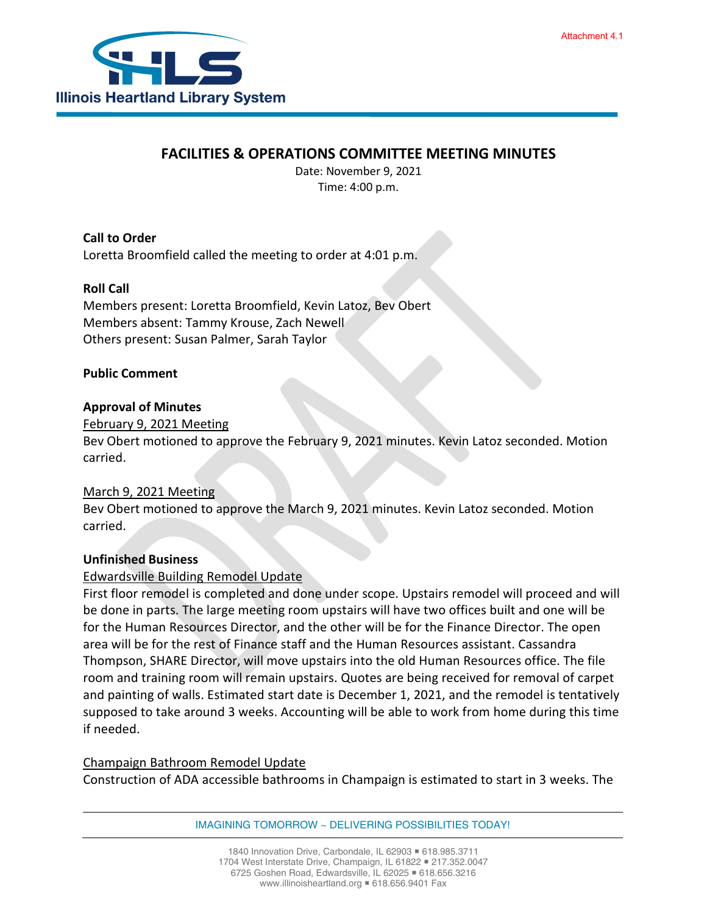Attachment 4.1

Illinois Heartland Library System

# FACILITIES & OPERATIONS COMMITTEE MEETING MINUTES

Date: November 9, 2021
Time: 4:00 p.m.

**Call to Order**
Loretta Broomfield called the meeting to order at 4:01 p.m.

**Roll Call**
Members present: Loretta Broomfield, Kevin Latoz, Bev Obert
Members absent: Tammy Krouse, Zach Newell
Others present: Susan Palmer, Sarah Taylor

**Public Comment**

**Approval of Minutes**
February 9, 2021 Meeting
Bev Obert motioned to approve the February 9, 2021 minutes. Kevin Latoz seconded. Motion carried.

March 9, 2021 Meeting
Bev Obert motioned to approve the March 9, 2021 minutes. Kevin Latoz seconded. Motion carried.

**Unfinished Business**
Edwardsville Building Remodel Update
First floor remodel is completed and done under scope. Upstairs remodel will proceed and will be done in parts. The large meeting room upstairs will have two offices built and one will be for the Human Resources Director, and the other will be for the Finance Director. The open area will be for the rest of Finance staff and the Human Resources assistant. Cassandra Thompson, SHARE Director, will move upstairs into the old Human Resources office. The file room and training room will remain upstairs. Quotes are being received for removal of carpet and painting of walls. Estimated start date is December 1, 2021, and the remodel is tentatively supposed to take around 3 weeks. Accounting will be able to work from home during this time if needed.

Champaign Bathroom Remodel Update
Construction of ADA accessible bathrooms in Champaign is estimated to start in 3 weeks. The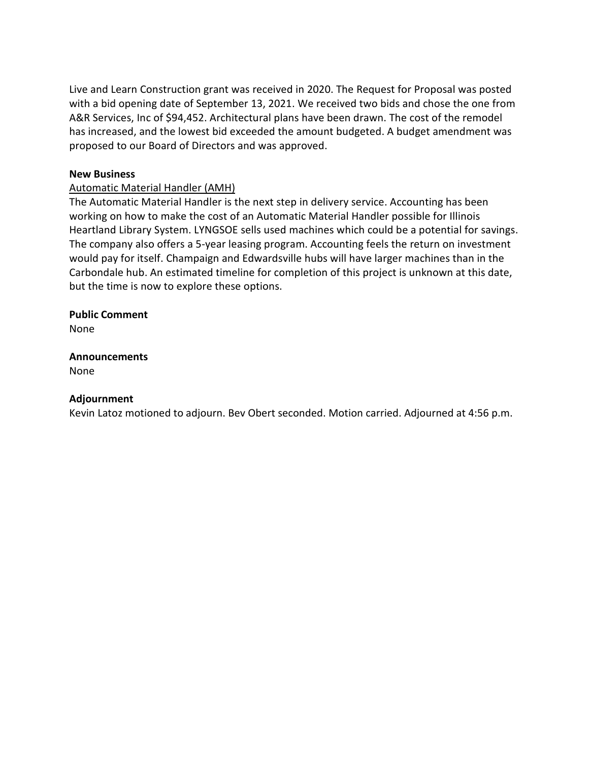Live and Learn Construction grant was received in 2020. The Request for Proposal was posted with a bid opening date of September 13, 2021. We received two bids and chose the one from A&R Services, Inc of $94,452. Architectural plans have been drawn. The cost of the remodel has increased, and the lowest bid exceeded the amount budgeted. A budget amendment was proposed to our Board of Directors and was approved.

**New Business**

Automatic Material Handler (AMH)

The Automatic Material Handler is the next step in delivery service. Accounting has been working on how to make the cost of an Automatic Material Handler possible for Illinois Heartland Library System. LYNGSOE sells used machines which could be a potential for savings. The company also offers a 5-year leasing program. Accounting feels the return on investment would pay for itself. Champaign and Edwardsville hubs will have larger machines than in the Carbondale hub. An estimated timeline for completion of this project is unknown at this date, but the time is now to explore these options.

**Public Comment**

None

**Announcements**

None

**Adjournment**

Kevin Latoz motioned to adjourn. Bev Obert seconded. Motion carried. Adjourned at 4:56 p.m.